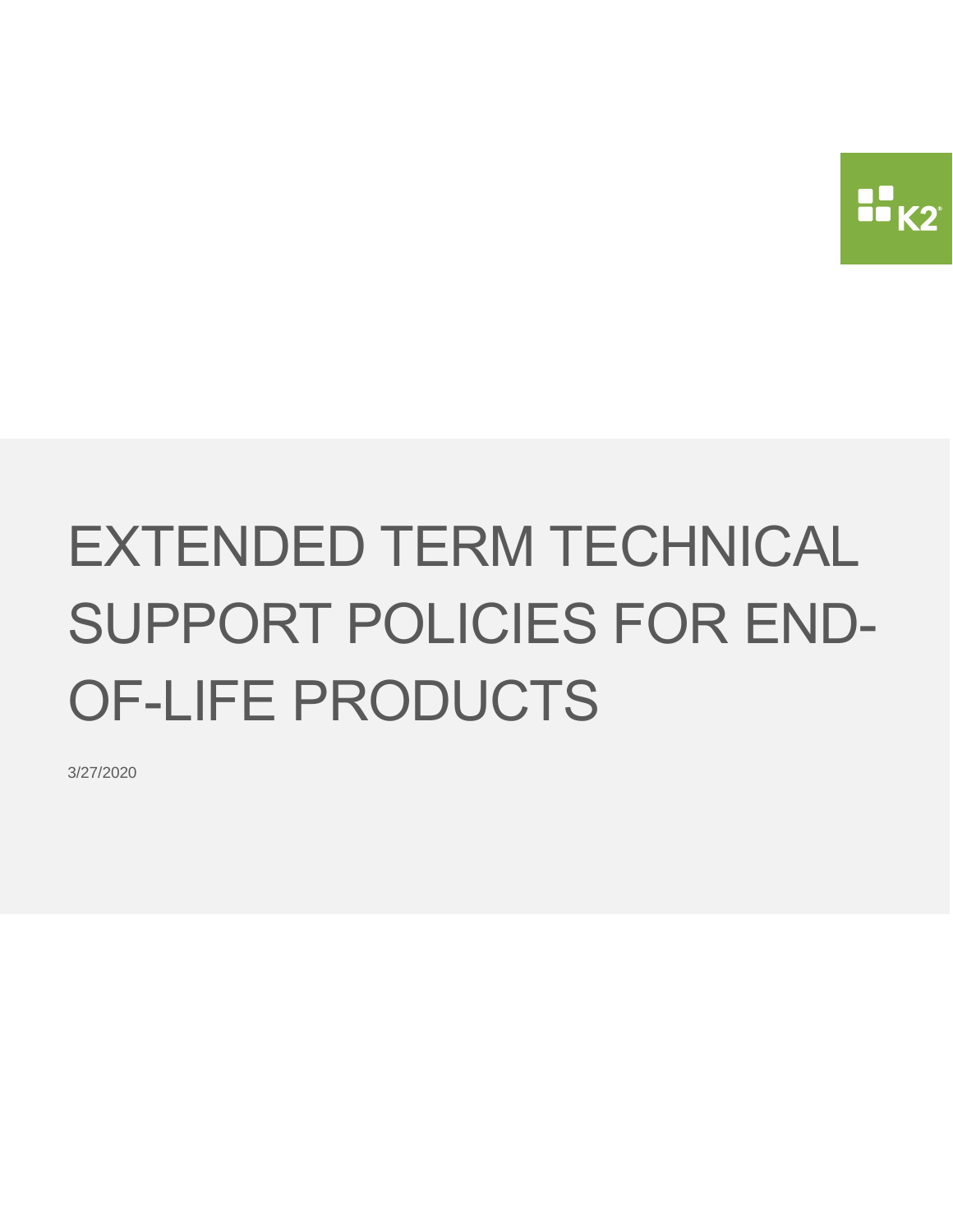# EXTENDED TERM TECHNICAL SUPPORT POLICIES FOR END-OF-LIFE PRODUCTS

3/27/2020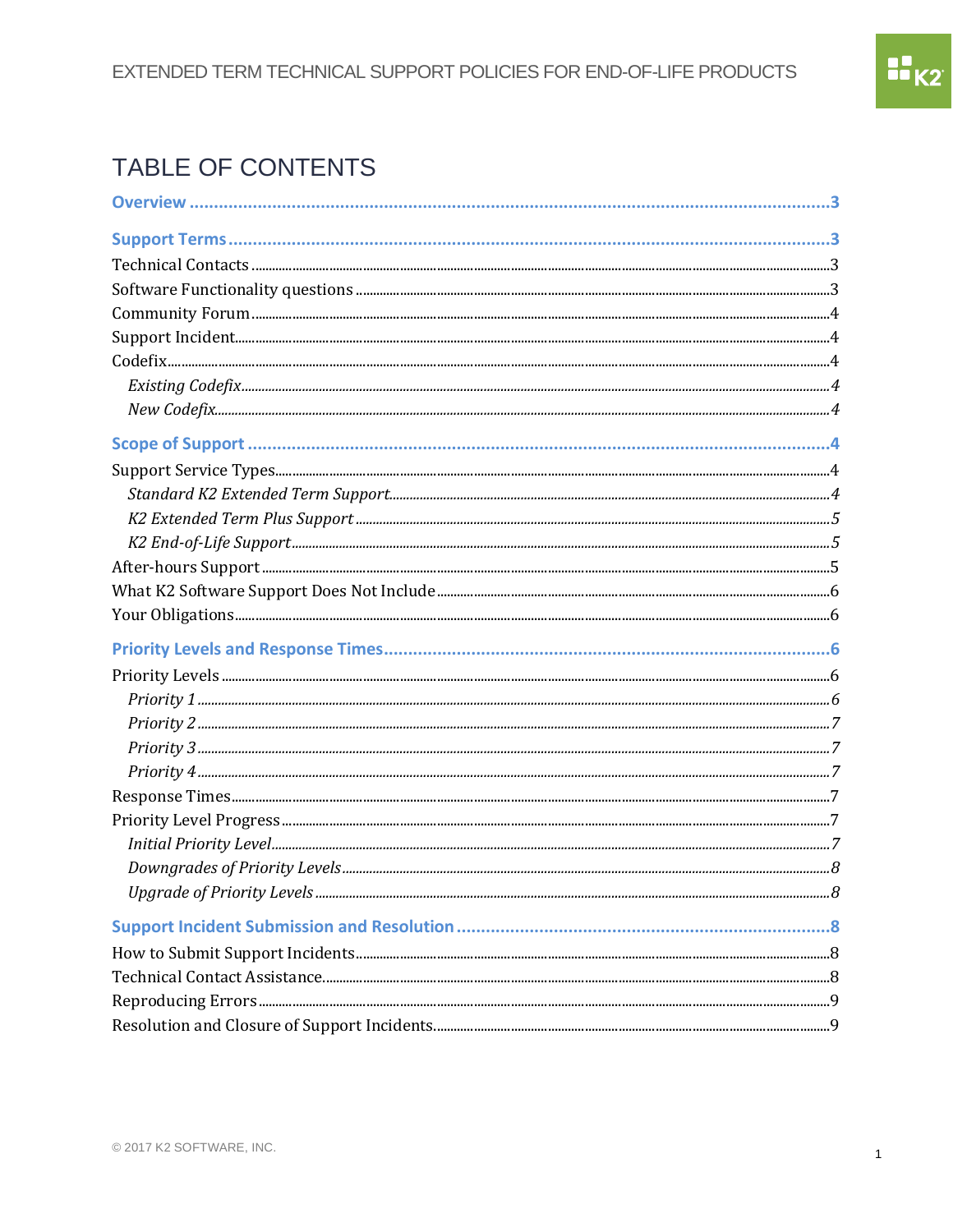# TABLE OF CONTENTS

**Overview** ........................................................................ 3

**Support Terms** ........................................................................ 3

Technical Contacts ........................................................................ 3

Software Functionality questions ........................................................................ 3

Community Forum ........................................................................ 4

Support Incident ........................................................................ 4

Codefix ........................................................................ 4

*Existing Codefix* ........................................................................ 4

*New Codefix* ........................................................................ 4

**Scope of Support** ........................................................................ 4

Support Service Types ........................................................................ 4

*Standard K2 Extended Term Support* ........................................................................ 4

*K2 Extended Term Plus Support* ........................................................................ 5

*K2 End-of-Life Support* ........................................................................ 5

After-hours Support ........................................................................ 5

What K2 Software Support Does Not Include ........................................................................ 6

Your Obligations ........................................................................ 6

**Priority Levels and Response Times** ........................................................................ 6

Priority Levels ........................................................................ 6

*Priority 1* ........................................................................ 6

*Priority 2* ........................................................................ 7

*Priority 3* ........................................................................ 7

*Priority 4* ........................................................................ 7

Response Times ........................................................................ 7

Priority Level Progress ........................................................................ 7

*Initial Priority Level* ........................................................................ 7

*Downgrades of Priority Levels* ........................................................................ 8

*Upgrade of Priority Levels* ........................................................................ 8

**Support Incident Submission and Resolution** ........................................................................ 8

How to Submit Support Incidents ........................................................................ 8

Technical Contact Assistance ........................................................................ 8

Reproducing Errors ........................................................................ 9

Resolution and Closure of Support Incidents ........................................................................ 9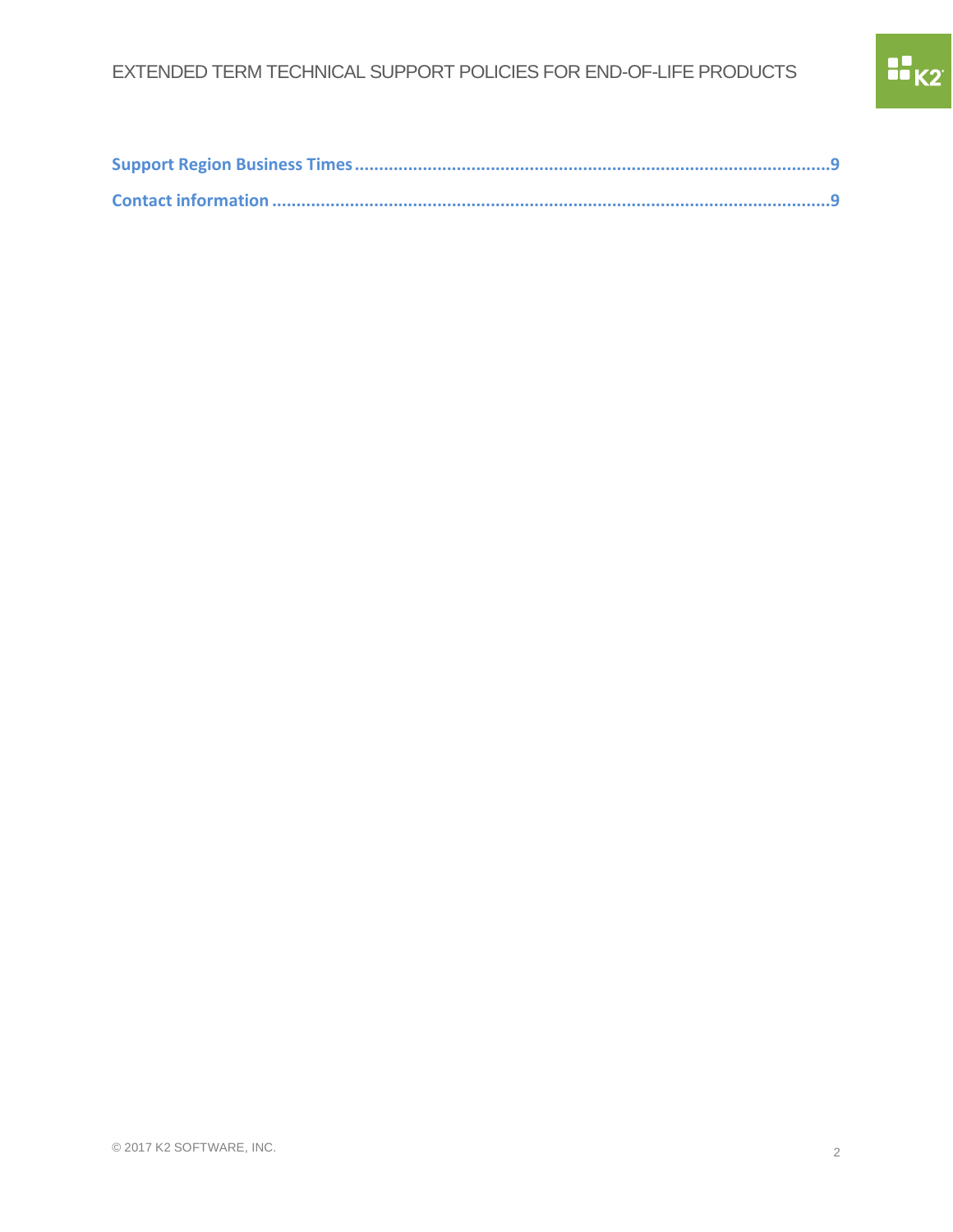**Support Region Business Times** .......................................................................................... **9**

**Contact information** ............................................................................................................. **9**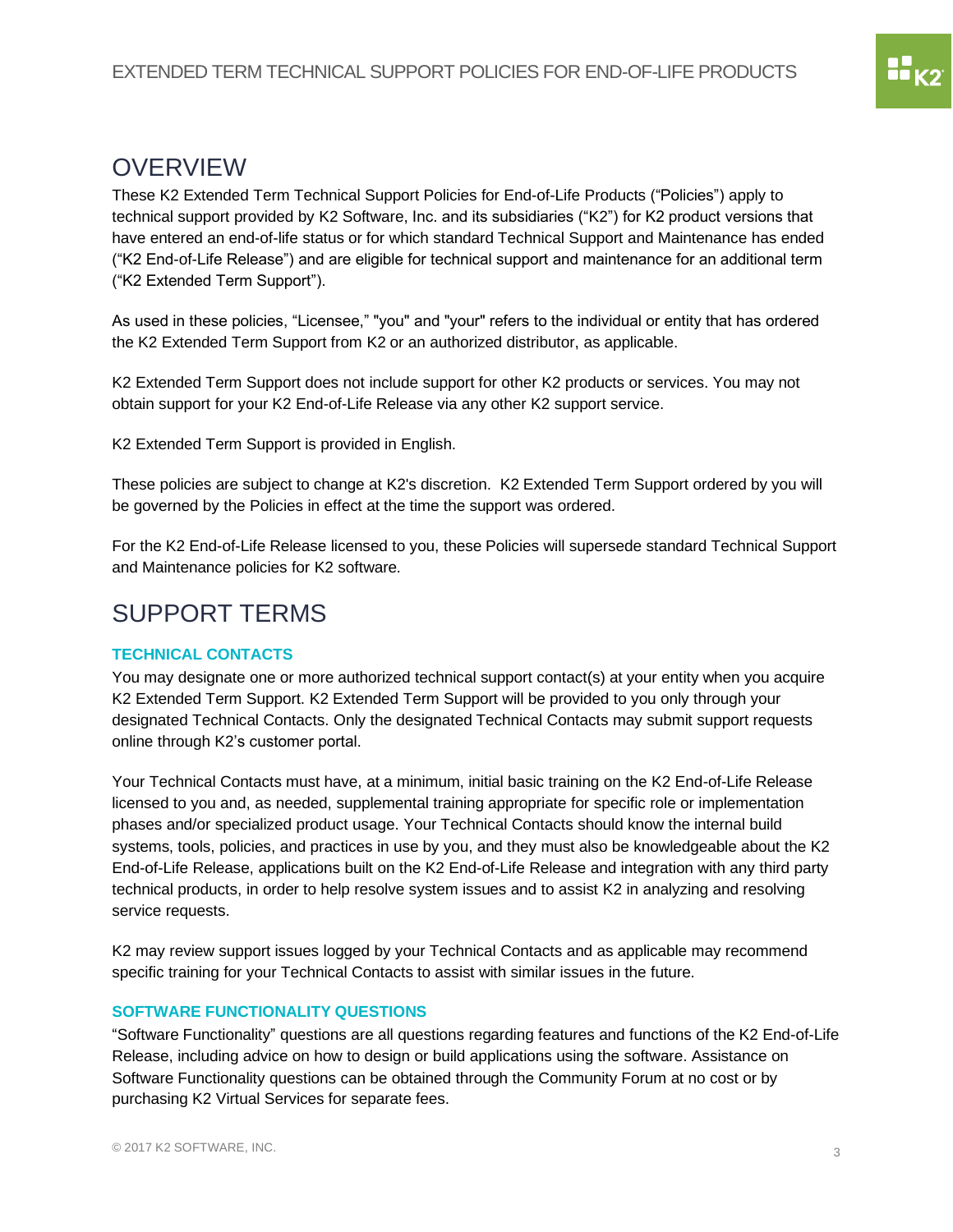## OVERVIEW

These K2 Extended Term Technical Support Policies for End-of-Life Products ("Policies") apply to technical support provided by K2 Software, Inc. and its subsidiaries ("K2") for K2 product versions that have entered an end-of-life status or for which standard Technical Support and Maintenance has ended ("K2 End-of-Life Release") and are eligible for technical support and maintenance for an additional term ("K2 Extended Term Support").

As used in these policies, "Licensee," "you" and "your" refers to the individual or entity that has ordered the K2 Extended Term Support from K2 or an authorized distributor, as applicable.

K2 Extended Term Support does not include support for other K2 products or services. You may not obtain support for your K2 End-of-Life Release via any other K2 support service.

K2 Extended Term Support is provided in English.

These policies are subject to change at K2's discretion. K2 Extended Term Support ordered by you will be governed by the Policies in effect at the time the support was ordered.

For the K2 End-of-Life Release licensed to you, these Policies will supersede standard Technical Support and Maintenance policies for K2 software.

## SUPPORT TERMS

### TECHNICAL CONTACTS

You may designate one or more authorized technical support contact(s) at your entity when you acquire K2 Extended Term Support. K2 Extended Term Support will be provided to you only through your designated Technical Contacts. Only the designated Technical Contacts may submit support requests online through K2's customer portal.

Your Technical Contacts must have, at a minimum, initial basic training on the K2 End-of-Life Release licensed to you and, as needed, supplemental training appropriate for specific role or implementation phases and/or specialized product usage. Your Technical Contacts should know the internal build systems, tools, policies, and practices in use by you, and they must also be knowledgeable about the K2 End-of-Life Release, applications built on the K2 End-of-Life Release and integration with any third party technical products, in order to help resolve system issues and to assist K2 in analyzing and resolving service requests.

K2 may review support issues logged by your Technical Contacts and as applicable may recommend specific training for your Technical Contacts to assist with similar issues in the future.

### SOFTWARE FUNCTIONALITY QUESTIONS

"Software Functionality" questions are all questions regarding features and functions of the K2 End-of-Life Release, including advice on how to design or build applications using the software. Assistance on Software Functionality questions can be obtained through the Community Forum at no cost or by purchasing K2 Virtual Services for separate fees.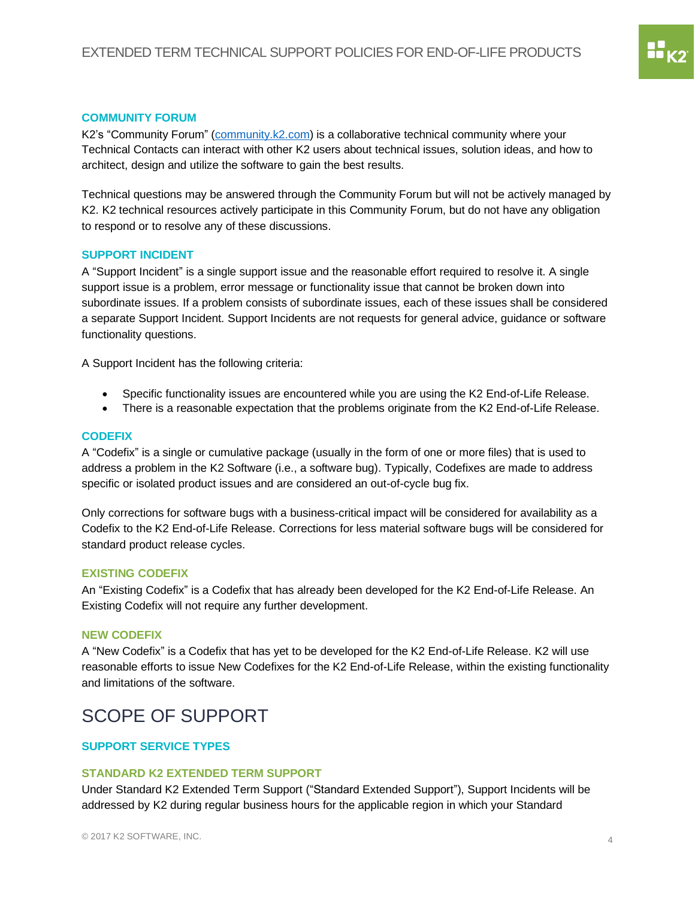### COMMUNITY FORUM

K2's "Community Forum" ([community.k2.com](community.k2.com)) is a collaborative technical community where your Technical Contacts can interact with other K2 users about technical issues, solution ideas, and how to architect, design and utilize the software to gain the best results.

Technical questions may be answered through the Community Forum but will not be actively managed by K2. K2 technical resources actively participate in this Community Forum, but do not have any obligation to respond or to resolve any of these discussions.

### SUPPORT INCIDENT

A "Support Incident" is a single support issue and the reasonable effort required to resolve it. A single support issue is a problem, error message or functionality issue that cannot be broken down into subordinate issues. If a problem consists of subordinate issues, each of these issues shall be considered a separate Support Incident. Support Incidents are not requests for general advice, guidance or software functionality questions.

A Support Incident has the following criteria:

- Specific functionality issues are encountered while you are using the K2 End-of-Life Release.
- There is a reasonable expectation that the problems originate from the K2 End-of-Life Release.

### CODEFIX

A "Codefix" is a single or cumulative package (usually in the form of one or more files) that is used to address a problem in the K2 Software (i.e., a software bug). Typically, Codefixes are made to address specific or isolated product issues and are considered an out-of-cycle bug fix.

Only corrections for software bugs with a business-critical impact will be considered for availability as a Codefix to the K2 End-of-Life Release. Corrections for less material software bugs will be considered for standard product release cycles.

#### EXISTING CODEFIX

An "Existing Codefix" is a Codefix that has already been developed for the K2 End-of-Life Release. An Existing Codefix will not require any further development.

#### NEW CODEFIX

A "New Codefix" is a Codefix that has yet to be developed for the K2 End-of-Life Release. K2 will use reasonable efforts to issue New Codefixes for the K2 End-of-Life Release, within the existing functionality and limitations of the software.

## SCOPE OF SUPPORT

### SUPPORT SERVICE TYPES

#### STANDARD K2 EXTENDED TERM SUPPORT

Under Standard K2 Extended Term Support ("Standard Extended Support"), Support Incidents will be addressed by K2 during regular business hours for the applicable region in which your Standard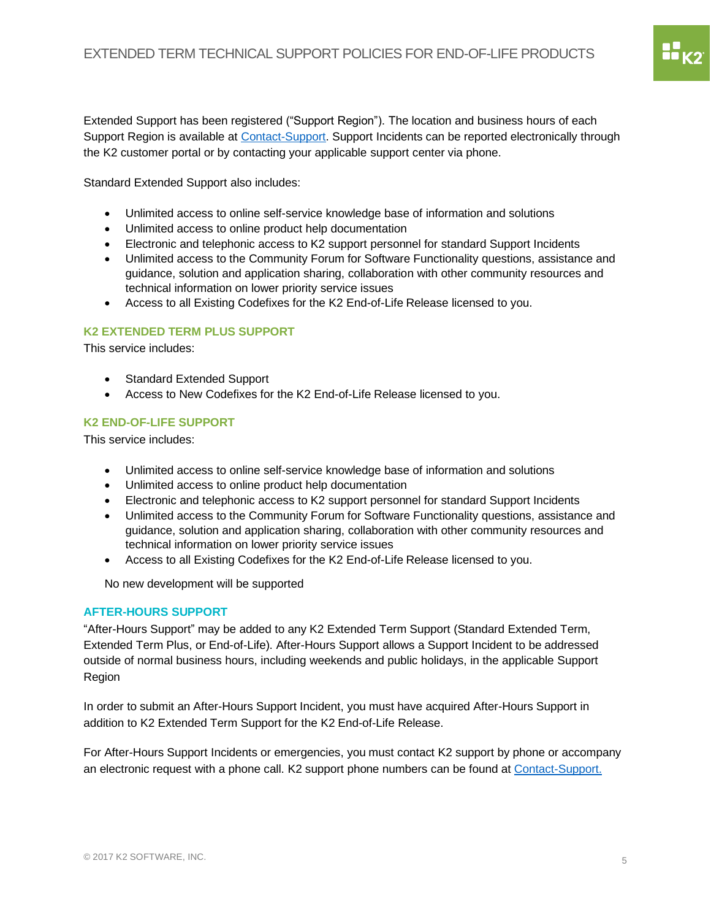Extended Support has been registered ("Support Region"). The location and business hours of each Support Region is available at Contact-Support. Support Incidents can be reported electronically through the K2 customer portal or by contacting your applicable support center via phone.

Standard Extended Support also includes:

- Unlimited access to online self-service knowledge base of information and solutions
- Unlimited access to online product help documentation
- Electronic and telephonic access to K2 support personnel for standard Support Incidents
- Unlimited access to the Community Forum for Software Functionality questions, assistance and guidance, solution and application sharing, collaboration with other community resources and technical information on lower priority service issues
- Access to all Existing Codefixes for the K2 End-of-Life Release licensed to you.

### K2 EXTENDED TERM PLUS SUPPORT

This service includes:

- Standard Extended Support
- Access to New Codefixes for the K2 End-of-Life Release licensed to you.

### K2 END-OF-LIFE SUPPORT

This service includes:

- Unlimited access to online self-service knowledge base of information and solutions
- Unlimited access to online product help documentation
- Electronic and telephonic access to K2 support personnel for standard Support Incidents
- Unlimited access to the Community Forum for Software Functionality questions, assistance and guidance, solution and application sharing, collaboration with other community resources and technical information on lower priority service issues
- Access to all Existing Codefixes for the K2 End-of-Life Release licensed to you.

No new development will be supported

### AFTER-HOURS SUPPORT

"After-Hours Support" may be added to any K2 Extended Term Support (Standard Extended Term, Extended Term Plus, or End-of-Life). After-Hours Support allows a Support Incident to be addressed outside of normal business hours, including weekends and public holidays, in the applicable Support Region

In order to submit an After-Hours Support Incident, you must have acquired After-Hours Support in addition to K2 Extended Term Support for the K2 End-of-Life Release.

For After-Hours Support Incidents or emergencies, you must contact K2 support by phone or accompany an electronic request with a phone call. K2 support phone numbers can be found at Contact-Support.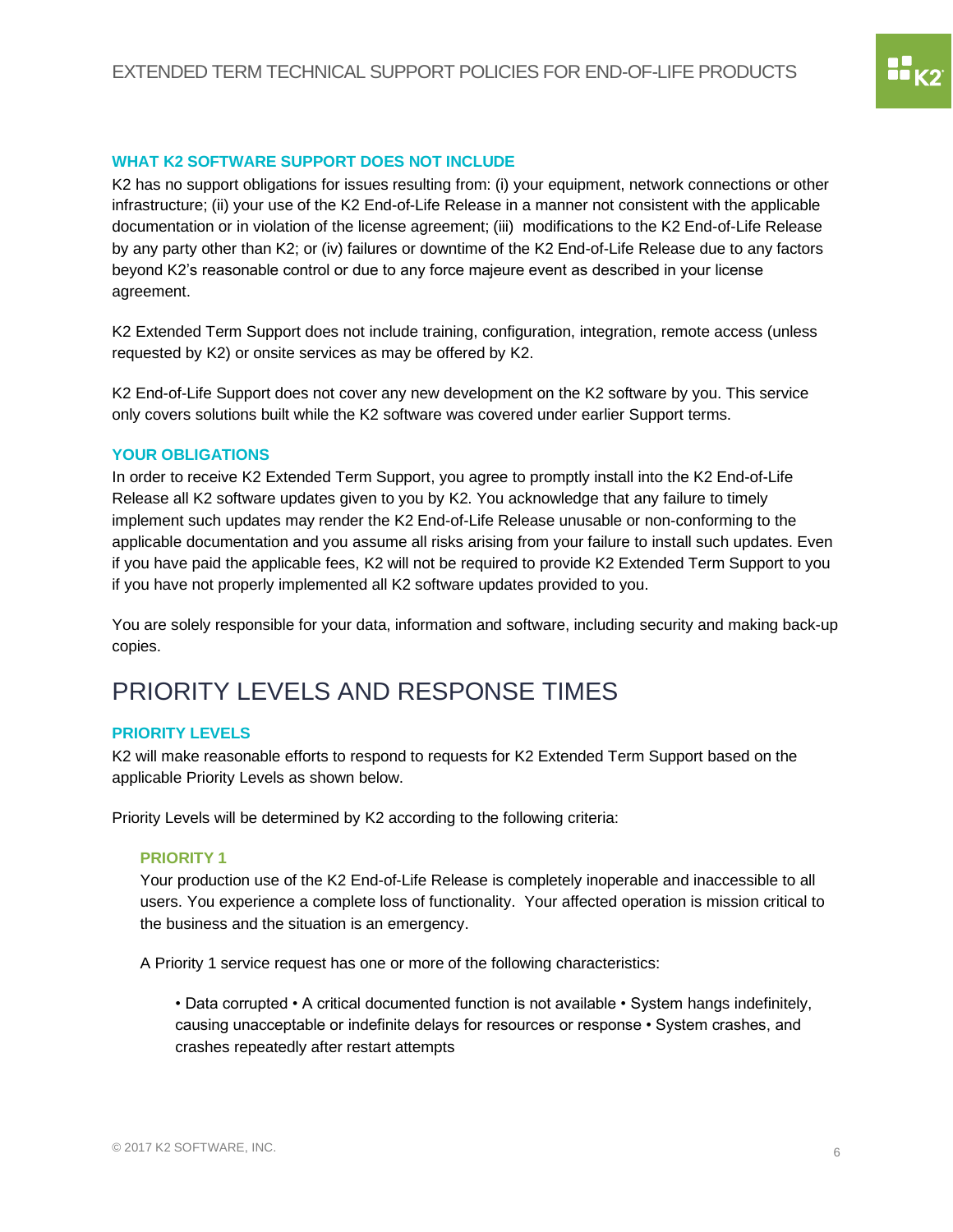### WHAT K2 SOFTWARE SUPPORT DOES NOT INCLUDE

K2 has no support obligations for issues resulting from: (i) your equipment, network connections or other infrastructure; (ii) your use of the K2 End-of-Life Release in a manner not consistent with the applicable documentation or in violation of the license agreement; (iii) modifications to the K2 End-of-Life Release by any party other than K2; or (iv) failures or downtime of the K2 End-of-Life Release due to any factors beyond K2's reasonable control or due to any force majeure event as described in your license agreement.

K2 Extended Term Support does not include training, configuration, integration, remote access (unless requested by K2) or onsite services as may be offered by K2.

K2 End-of-Life Support does not cover any new development on the K2 software by you. This service only covers solutions built while the K2 software was covered under earlier Support terms.

### YOUR OBLIGATIONS

In order to receive K2 Extended Term Support, you agree to promptly install into the K2 End-of-Life Release all K2 software updates given to you by K2. You acknowledge that any failure to timely implement such updates may render the K2 End-of-Life Release unusable or non-conforming to the applicable documentation and you assume all risks arising from your failure to install such updates. Even if you have paid the applicable fees, K2 will not be required to provide K2 Extended Term Support to you if you have not properly implemented all K2 software updates provided to you.

You are solely responsible for your data, information and software, including security and making back-up copies.

## PRIORITY LEVELS AND RESPONSE TIMES

### PRIORITY LEVELS

K2 will make reasonable efforts to respond to requests for K2 Extended Term Support based on the applicable Priority Levels as shown below.

Priority Levels will be determined by K2 according to the following criteria:

#### PRIORITY 1

Your production use of the K2 End-of-Life Release is completely inoperable and inaccessible to all users. You experience a complete loss of functionality. Your affected operation is mission critical to the business and the situation is an emergency.

A Priority 1 service request has one or more of the following characteristics:

• Data corrupted • A critical documented function is not available • System hangs indefinitely, causing unacceptable or indefinite delays for resources or response • System crashes, and crashes repeatedly after restart attempts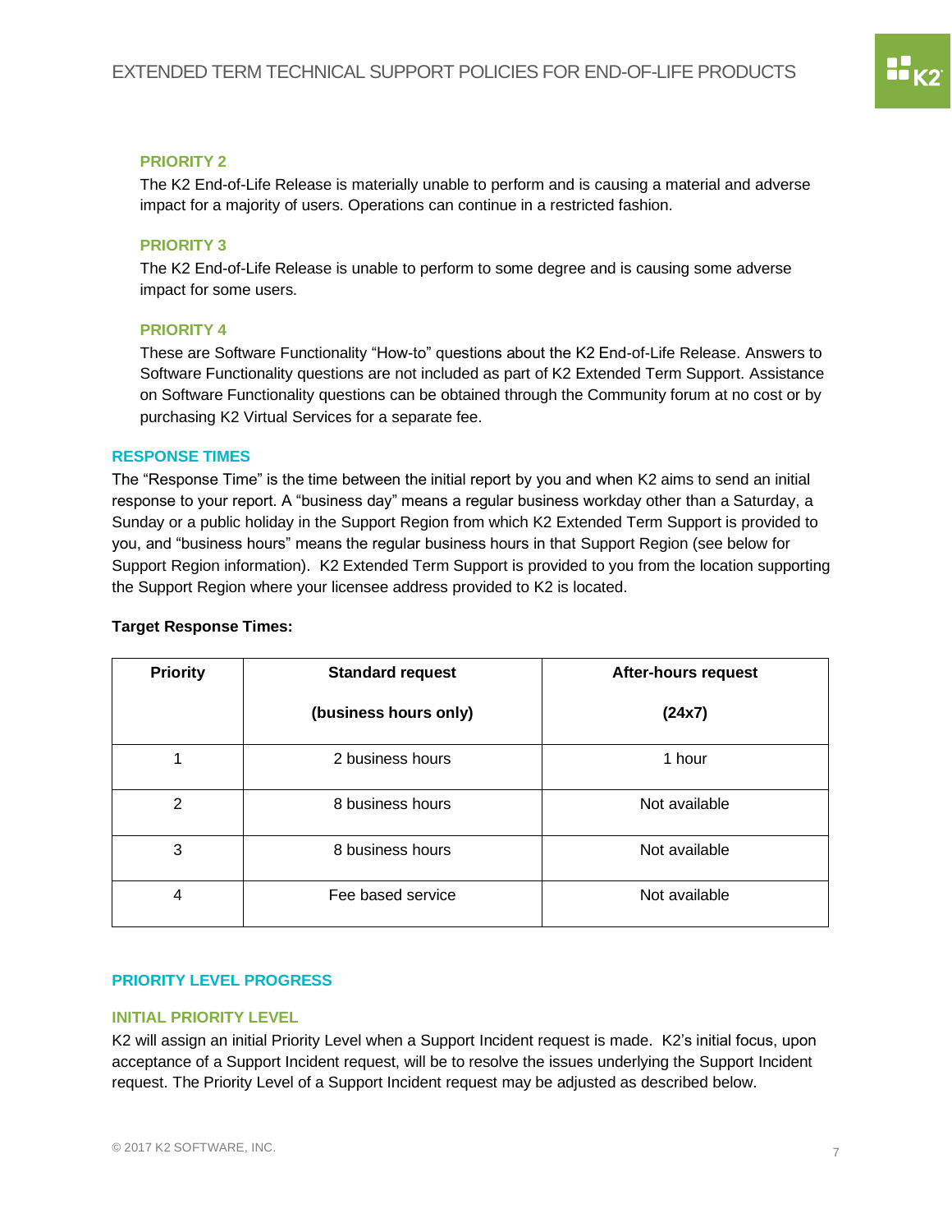### PRIORITY 2

The K2 End-of-Life Release is materially unable to perform and is causing a material and adverse impact for a majority of users. Operations can continue in a restricted fashion.

### PRIORITY 3

The K2 End-of-Life Release is unable to perform to some degree and is causing some adverse impact for some users.

### PRIORITY 4

These are Software Functionality "How-to" questions about the K2 End-of-Life Release. Answers to Software Functionality questions are not included as part of K2 Extended Term Support. Assistance on Software Functionality questions can be obtained through the Community forum at no cost or by purchasing K2 Virtual Services for a separate fee.

## RESPONSE TIMES

The "Response Time" is the time between the initial report by you and when K2 aims to send an initial response to your report. A "business day" means a regular business workday other than a Saturday, a Sunday or a public holiday in the Support Region from which K2 Extended Term Support is provided to you, and "business hours" means the regular business hours in that Support Region (see below for Support Region information). K2 Extended Term Support is provided to you from the location supporting the Support Region where your licensee address provided to K2 is located.

**Target Response Times:**

| Priority | Standard request (business hours only) | After-hours request (24x7) |
|---|---|---|
| 1 | 2 business hours | 1 hour |
| 2 | 8 business hours | Not available |
| 3 | 8 business hours | Not available |
| 4 | Fee based service | Not available |

## PRIORITY LEVEL PROGRESS

### INITIAL PRIORITY LEVEL

K2 will assign an initial Priority Level when a Support Incident request is made. K2's initial focus, upon acceptance of a Support Incident request, will be to resolve the issues underlying the Support Incident request. The Priority Level of a Support Incident request may be adjusted as described below.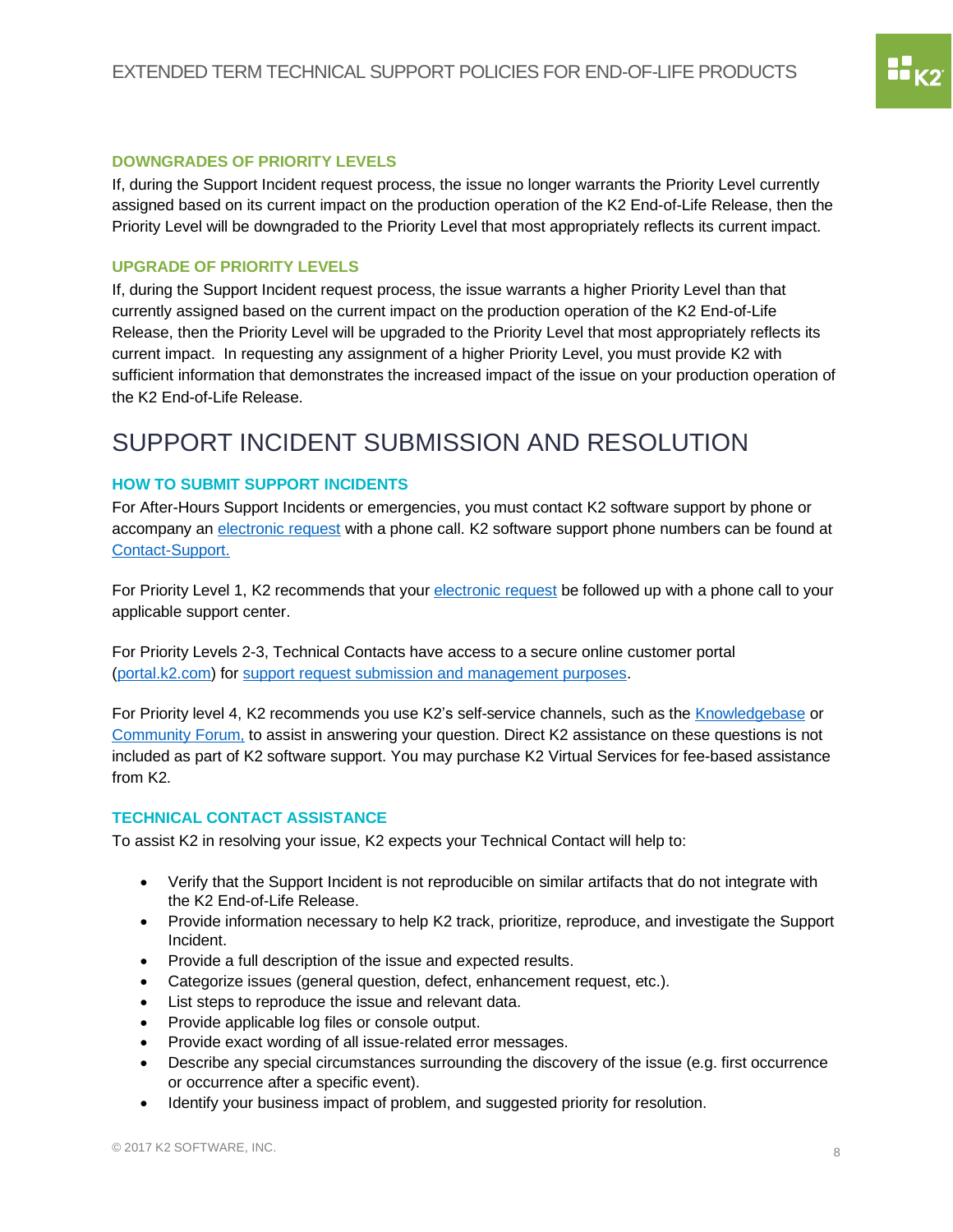### DOWNGRADES OF PRIORITY LEVELS

If, during the Support Incident request process, the issue no longer warrants the Priority Level currently assigned based on its current impact on the production operation of the K2 End-of-Life Release, then the Priority Level will be downgraded to the Priority Level that most appropriately reflects its current impact.

### UPGRADE OF PRIORITY LEVELS

If, during the Support Incident request process, the issue warrants a higher Priority Level than that currently assigned based on the current impact on the production operation of the K2 End-of-Life Release, then the Priority Level will be upgraded to the Priority Level that most appropriately reflects its current impact. In requesting any assignment of a higher Priority Level, you must provide K2 with sufficient information that demonstrates the increased impact of the issue on your production operation of the K2 End-of-Life Release.

## SUPPORT INCIDENT SUBMISSION AND RESOLUTION

### HOW TO SUBMIT SUPPORT INCIDENTS

For After-Hours Support Incidents or emergencies, you must contact K2 software support by phone or accompany an electronic request with a phone call. K2 software support phone numbers can be found at Contact-Support.

For Priority Level 1, K2 recommends that your electronic request be followed up with a phone call to your applicable support center.

For Priority Levels 2-3, Technical Contacts have access to a secure online customer portal (portal.k2.com) for support request submission and management purposes.

For Priority level 4, K2 recommends you use K2's self-service channels, such as the Knowledgebase or Community Forum, to assist in answering your question. Direct K2 assistance on these questions is not included as part of K2 software support. You may purchase K2 Virtual Services for fee-based assistance from K2.

### TECHNICAL CONTACT ASSISTANCE

To assist K2 in resolving your issue, K2 expects your Technical Contact will help to:

- Verify that the Support Incident is not reproducible on similar artifacts that do not integrate with the K2 End-of-Life Release.
- Provide information necessary to help K2 track, prioritize, reproduce, and investigate the Support Incident.
- Provide a full description of the issue and expected results.
- Categorize issues (general question, defect, enhancement request, etc.).
- List steps to reproduce the issue and relevant data.
- Provide applicable log files or console output.
- Provide exact wording of all issue-related error messages.
- Describe any special circumstances surrounding the discovery of the issue (e.g. first occurrence or occurrence after a specific event).
- Identify your business impact of problem, and suggested priority for resolution.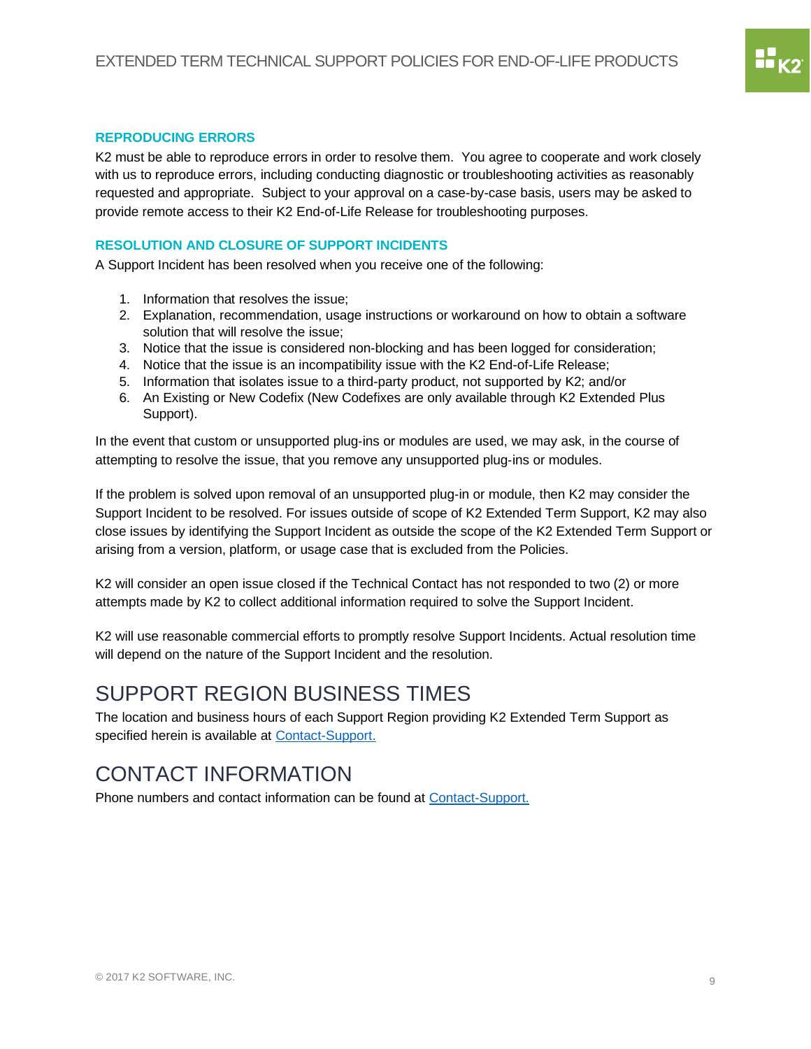### REPRODUCING ERRORS

K2 must be able to reproduce errors in order to resolve them. You agree to cooperate and work closely with us to reproduce errors, including conducting diagnostic or troubleshooting activities as reasonably requested and appropriate. Subject to your approval on a case-by-case basis, users may be asked to provide remote access to their K2 End-of-Life Release for troubleshooting purposes.

### RESOLUTION AND CLOSURE OF SUPPORT INCIDENTS

A Support Incident has been resolved when you receive one of the following:

1. Information that resolves the issue;
2. Explanation, recommendation, usage instructions or workaround on how to obtain a software solution that will resolve the issue;
3. Notice that the issue is considered non-blocking and has been logged for consideration;
4. Notice that the issue is an incompatibility issue with the K2 End-of-Life Release;
5. Information that isolates issue to a third-party product, not supported by K2; and/or
6. An Existing or New Codefix (New Codefixes are only available through K2 Extended Plus Support).

In the event that custom or unsupported plug-ins or modules are used, we may ask, in the course of attempting to resolve the issue, that you remove any unsupported plug-ins or modules.

If the problem is solved upon removal of an unsupported plug-in or module, then K2 may consider the Support Incident to be resolved. For issues outside of scope of K2 Extended Term Support, K2 may also close issues by identifying the Support Incident as outside the scope of the K2 Extended Term Support or arising from a version, platform, or usage case that is excluded from the Policies.

K2 will consider an open issue closed if the Technical Contact has not responded to two (2) or more attempts made by K2 to collect additional information required to solve the Support Incident.

K2 will use reasonable commercial efforts to promptly resolve Support Incidents. Actual resolution time will depend on the nature of the Support Incident and the resolution.

## SUPPORT REGION BUSINESS TIMES

The location and business hours of each Support Region providing K2 Extended Term Support as specified herein is available at Contact-Support.

## CONTACT INFORMATION

Phone numbers and contact information can be found at Contact-Support.